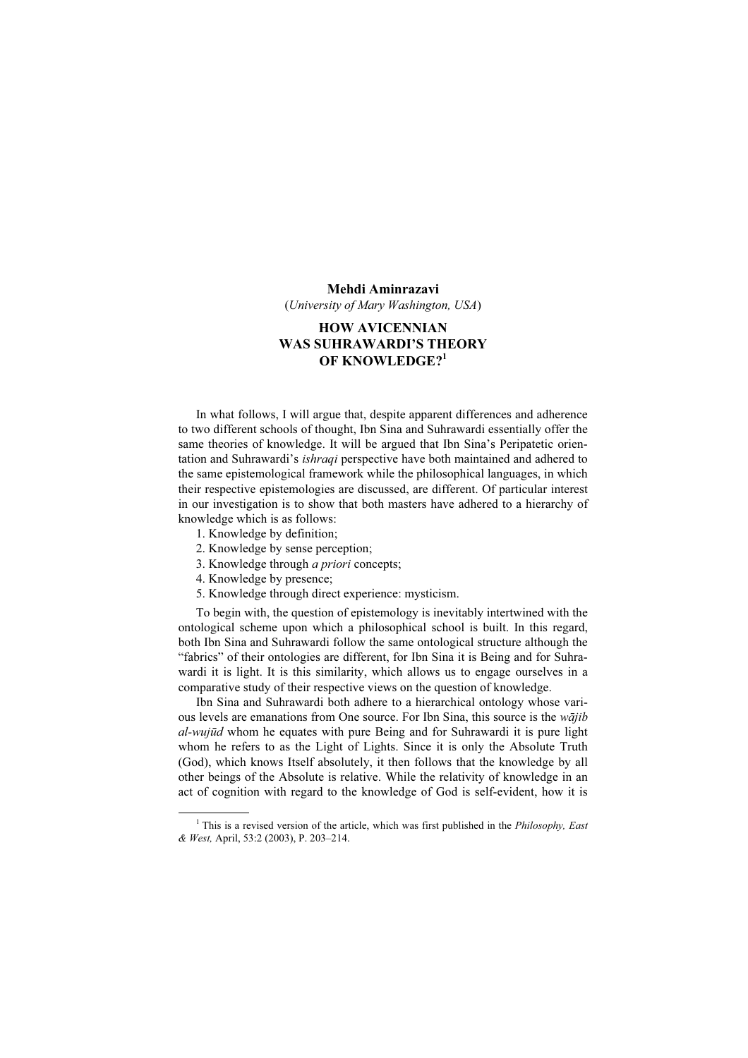**Mehdi Aminrazavi**

(*University of Mary Washington, USA*)

# HOW AVICENNIAN WAS SUHRAWARDI'S THEORY OF KNOWLEDGE?[1]

In what follows, I will argue that, despite apparent differences and adherence to two different schools of thought, Ibn Sina and Suhrawardi essentially offer the same theories of knowledge. It will be argued that Ibn Sina's Peripatetic orientation and Suhrawardi's *ishraqi* perspective have both maintained and adhered to the same epistemological framework while the philosophical languages, in which their respective epistemologies are discussed, are different. Of particular interest in our investigation is to show that both masters have adhered to a hierarchy of knowledge which is as follows:

1. Knowledge by definition;
2. Knowledge by sense perception;
3. Knowledge through *a priori* concepts;
4. Knowledge by presence;
5. Knowledge through direct experience: mysticism.

To begin with, the question of epistemology is inevitably intertwined with the ontological scheme upon which a philosophical school is built. In this regard, both Ibn Sina and Suhrawardi follow the same ontological structure although the "fabrics" of their ontologies are different, for Ibn Sina it is Being and for Suhrawardi it is light. It is this similarity, which allows us to engage ourselves in a comparative study of their respective views on the question of knowledge.

Ibn Sina and Suhrawardi both adhere to a hierarchical ontology whose various levels are emanations from One source. For Ibn Sina, this source is the *wājib al-wujūd* whom he equates with pure Being and for Suhrawardi it is pure light whom he refers to as the Light of Lights. Since it is only the Absolute Truth (God), which knows Itself absolutely, it then follows that the knowledge by all other beings of the Absolute is relative. While the relativity of knowledge in an act of cognition with regard to the knowledge of God is self-evident, how it is

---

[1] This is a revised version of the article, which was first published in the *Philosophy, East & West,* April, 53:2 (2003), P. 203–214.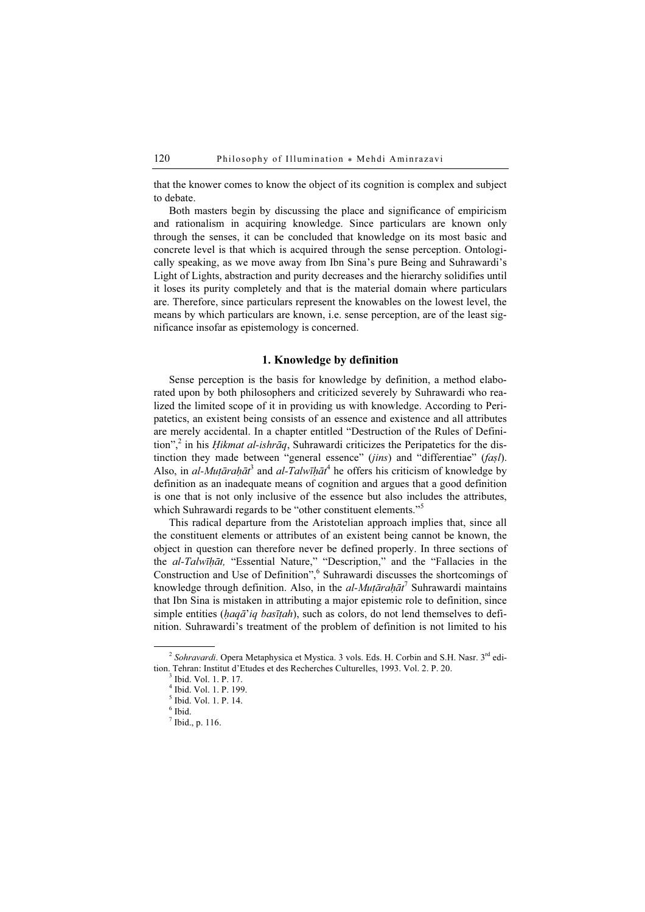that the knower comes to know the object of its cognition is complex and subject to debate.

Both masters begin by discussing the place and significance of empiricism and rationalism in acquiring knowledge. Since particulars are known only through the senses, it can be concluded that knowledge on its most basic and concrete level is that which is acquired through the sense perception. Ontologically speaking, as we move away from Ibn Sina's pure Being and Suhrawardi's Light of Lights, abstraction and purity decreases and the hierarchy solidifies until it loses its purity completely and that is the material domain where particulars are. Therefore, since particulars represent the knowables on the lowest level, the means by which particulars are known, i.e. sense perception, are of the least significance insofar as epistemology is concerned.

### 1. Knowledge by definition

Sense perception is the basis for knowledge by definition, a method elaborated upon by both philosophers and criticized severely by Suhrawardi who realized the limited scope of it in providing us with knowledge. According to Peripatetics, an existent being consists of an essence and existence and all attributes are merely accidental. In a chapter entitled "Destruction of the Rules of Definition",[2] in his *Ḥikmat al-ishrāq*, Suhrawardi criticizes the Peripatetics for the distinction they made between "general essence" (*jins*) and "differentiae" (*faṣl*). Also, in *al-Muṭāraḥāt*[3] and *al-Talwīḥāt*[4] he offers his criticism of knowledge by definition as an inadequate means of cognition and argues that a good definition is one that is not only inclusive of the essence but also includes the attributes, which Suhrawardi regards to be "other constituent elements."[5]

This radical departure from the Aristotelian approach implies that, since all the constituent elements or attributes of an existent being cannot be known, the object in question can therefore never be defined properly. In three sections of the *al-Talwīḥāt,* "Essential Nature," "Description," and the "Fallacies in the Construction and Use of Definition",[6] Suhrawardi discusses the shortcomings of knowledge through definition. Also, in the *al-Muṭāraḥāt*[7] Suhrawardi maintains that Ibn Sina is mistaken in attributing a major epistemic role to definition, since simple entities (*ḥaqā'iq basīṭah*), such as colors, do not lend themselves to definition. Suhrawardi's treatment of the problem of definition is not limited to his

---

[2] *Sohravardi*. Opera Metaphysica et Mystica. 3 vols. Eds. H. Corbin and S.H. Nasr. 3rd edition. Tehran: Institut d'Etudes et des Recherches Culturelles, 1993. Vol. 2. P. 20.

[3] Ibid. Vol. 1. P. 17.

[4] Ibid. Vol. 1. P. 199.

[5] Ibid. Vol. 1. P. 14.

[6] Ibid.

[7] Ibid., p. 116.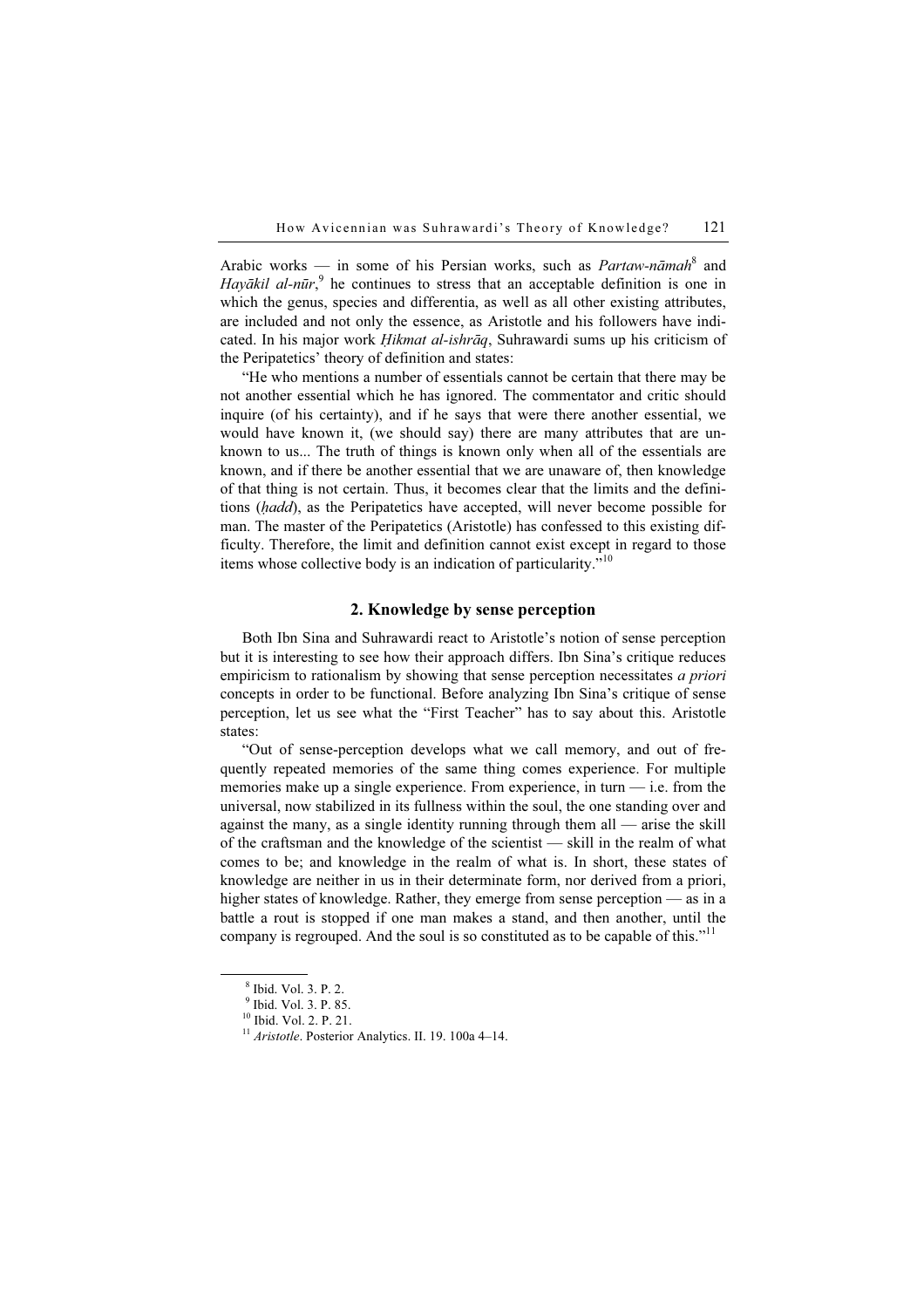Arabic works — in some of his Persian works, such as *Partaw-nāmah*[8] and *Hayākil al-nūr*,[9] he continues to stress that an acceptable definition is one in which the genus, species and differentia, as well as all other existing attributes, are included and not only the essence, as Aristotle and his followers have indicated. In his major work *Ḥikmat al-ishrāq*, Suhrawardi sums up his criticism of the Peripatetics' theory of definition and states:

"He who mentions a number of essentials cannot be certain that there may be not another essential which he has ignored. The commentator and critic should inquire (of his certainty), and if he says that were there another essential, we would have known it, (we should say) there are many attributes that are unknown to us... The truth of things is known only when all of the essentials are known, and if there be another essential that we are unaware of, then knowledge of that thing is not certain. Thus, it becomes clear that the limits and the definitions (*ḥadd*), as the Peripatetics have accepted, will never become possible for man. The master of the Peripatetics (Aristotle) has confessed to this existing difficulty. Therefore, the limit and definition cannot exist except in regard to those items whose collective body is an indication of particularity."[10]

## 2. Knowledge by sense perception

Both Ibn Sina and Suhrawardi react to Aristotle's notion of sense perception but it is interesting to see how their approach differs. Ibn Sina's critique reduces empiricism to rationalism by showing that sense perception necessitates *a priori* concepts in order to be functional. Before analyzing Ibn Sina's critique of sense perception, let us see what the "First Teacher" has to say about this. Aristotle states:

"Out of sense-perception develops what we call memory, and out of frequently repeated memories of the same thing comes experience. For multiple memories make up a single experience. From experience, in turn — i.e. from the universal, now stabilized in its fullness within the soul, the one standing over and against the many, as a single identity running through them all — arise the skill of the craftsman and the knowledge of the scientist — skill in the realm of what comes to be; and knowledge in the realm of what is. In short, these states of knowledge are neither in us in their determinate form, nor derived from a priori, higher states of knowledge. Rather, they emerge from sense perception — as in a battle a rout is stopped if one man makes a stand, and then another, until the company is regrouped. And the soul is so constituted as to be capable of this."[11]

---

[8] Ibid. Vol. 3. P. 2.

[9] Ibid. Vol. 3. P. 85.

[10] Ibid. Vol. 2. P. 21.

[11] *Aristotle*. Posterior Analytics. II. 19. 100a 4–14.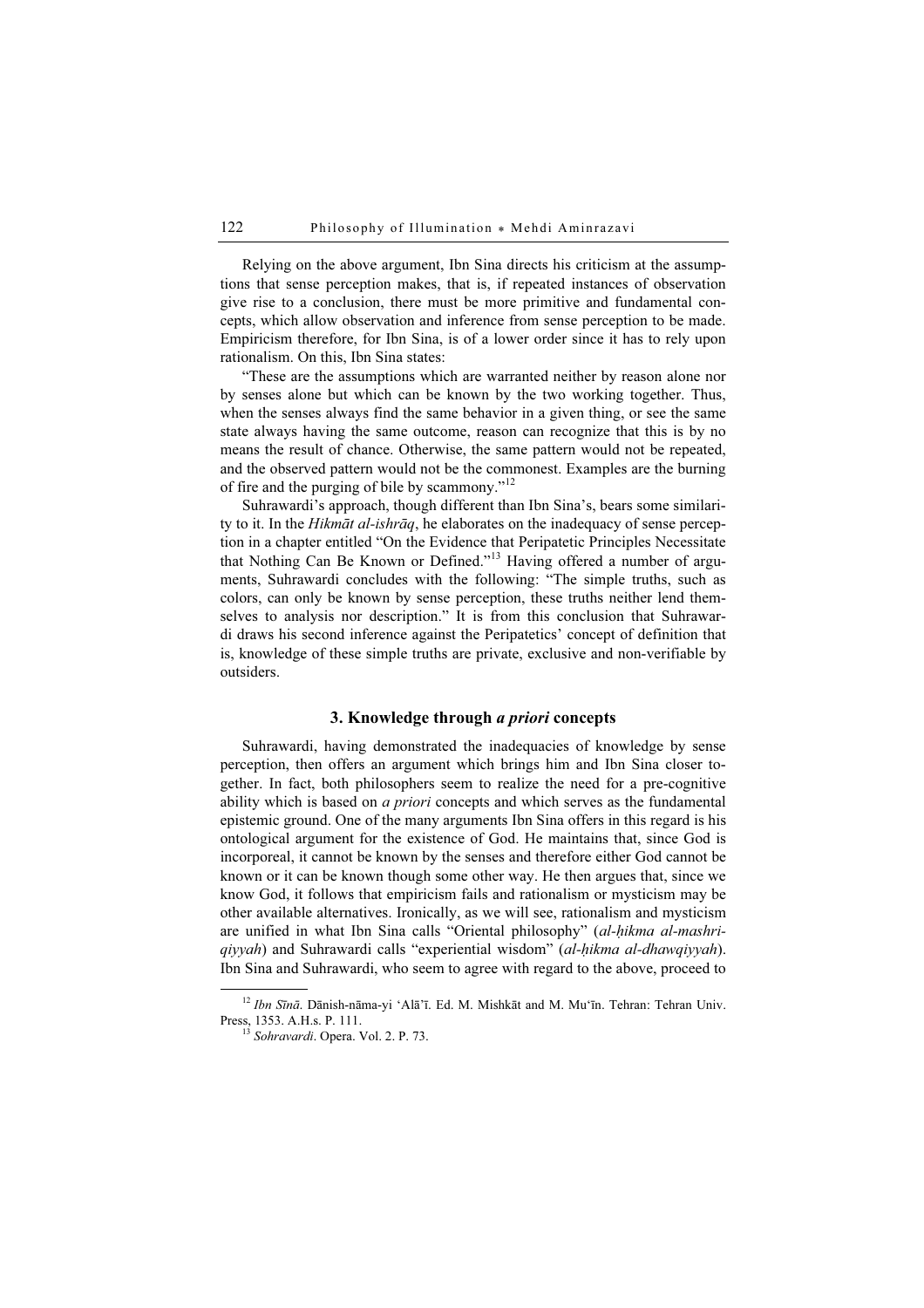Relying on the above argument, Ibn Sina directs his criticism at the assumptions that sense perception makes, that is, if repeated instances of observation give rise to a conclusion, there must be more primitive and fundamental concepts, which allow observation and inference from sense perception to be made. Empiricism therefore, for Ibn Sina, is of a lower order since it has to rely upon rationalism. On this, Ibn Sina states:

"These are the assumptions which are warranted neither by reason alone nor by senses alone but which can be known by the two working together. Thus, when the senses always find the same behavior in a given thing, or see the same state always having the same outcome, reason can recognize that this is by no means the result of chance. Otherwise, the same pattern would not be repeated, and the observed pattern would not be the commonest. Examples are the burning of fire and the purging of bile by scammony."[12]

Suhrawardi's approach, though different than Ibn Sina's, bears some similarity to it. In the *Hikmāt al-ishrāq*, he elaborates on the inadequacy of sense perception in a chapter entitled "On the Evidence that Peripatetic Principles Necessitate that Nothing Can Be Known or Defined."[13] Having offered a number of arguments, Suhrawardi concludes with the following: "The simple truths, such as colors, can only be known by sense perception, these truths neither lend themselves to analysis nor description." It is from this conclusion that Suhrawardi draws his second inference against the Peripatetics' concept of definition that is, knowledge of these simple truths are private, exclusive and non-verifiable by outsiders.

### 3. Knowledge through *a priori* concepts

Suhrawardi, having demonstrated the inadequacies of knowledge by sense perception, then offers an argument which brings him and Ibn Sina closer together. In fact, both philosophers seem to realize the need for a pre-cognitive ability which is based on *a priori* concepts and which serves as the fundamental epistemic ground. One of the many arguments Ibn Sina offers in this regard is his ontological argument for the existence of God. He maintains that, since God is incorporeal, it cannot be known by the senses and therefore either God cannot be known or it can be known though some other way. He then argues that, since we know God, it follows that empiricism fails and rationalism or mysticism may be other available alternatives. Ironically, as we will see, rationalism and mysticism are unified in what Ibn Sina calls "Oriental philosophy" (*al-ḥikma al-mashriqiyyah*) and Suhrawardi calls "experiential wisdom" (*al-ḥikma al-dhawqiyyah*). Ibn Sina and Suhrawardi, who seem to agree with regard to the above, proceed to

---

[12] *Ibn Sīnā*. Dānish-nāma-yi 'Alā'ī. Ed. M. Mishkāt and M. Mu'īn. Tehran: Tehran Univ. Press, 1353. A.H.s. P. 111.

[13] *Sohravardi*. Opera. Vol. 2. P. 73.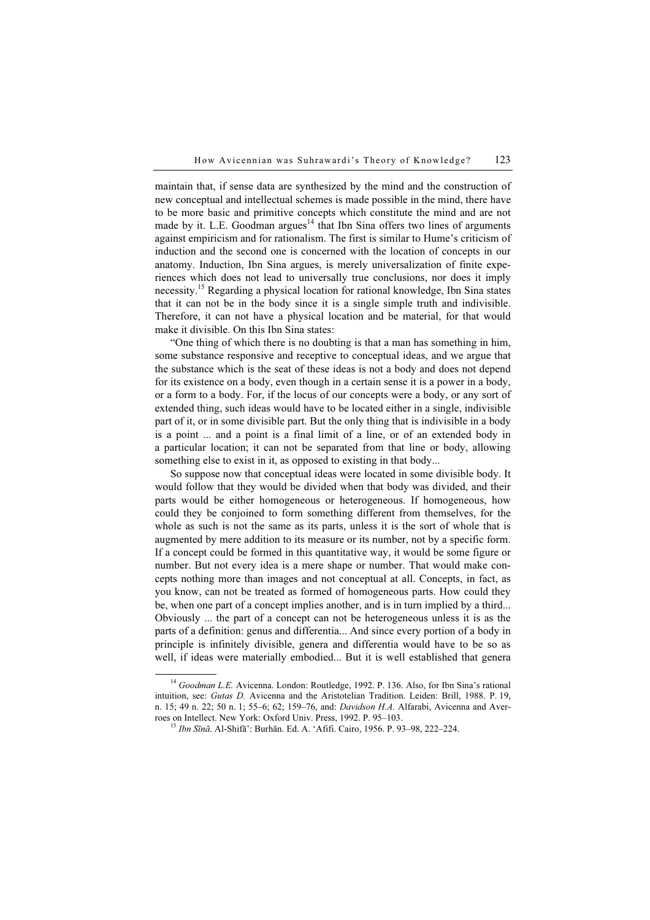maintain that, if sense data are synthesized by the mind and the construction of new conceptual and intellectual schemes is made possible in the mind, there have to be more basic and primitive concepts which constitute the mind and are not made by it. L.E. Goodman argues[14] that Ibn Sina offers two lines of arguments against empiricism and for rationalism. The first is similar to Hume's criticism of induction and the second one is concerned with the location of concepts in our anatomy. Induction, Ibn Sina argues, is merely universalization of finite experiences which does not lead to universally true conclusions, nor does it imply necessity.[15] Regarding a physical location for rational knowledge, Ibn Sina states that it can not be in the body since it is a single simple truth and indivisible. Therefore, it can not have a physical location and be material, for that would make it divisible. On this Ibn Sina states:

"One thing of which there is no doubting is that a man has something in him, some substance responsive and receptive to conceptual ideas, and we argue that the substance which is the seat of these ideas is not a body and does not depend for its existence on a body, even though in a certain sense it is a power in a body, or a form to a body. For, if the locus of our concepts were a body, or any sort of extended thing, such ideas would have to be located either in a single, indivisible part of it, or in some divisible part. But the only thing that is indivisible in a body is a point ... and a point is a final limit of a line, or of an extended body in a particular location; it can not be separated from that line or body, allowing something else to exist in it, as opposed to existing in that body...

So suppose now that conceptual ideas were located in some divisible body. It would follow that they would be divided when that body was divided, and their parts would be either homogeneous or heterogeneous. If homogeneous, how could they be conjoined to form something different from themselves, for the whole as such is not the same as its parts, unless it is the sort of whole that is augmented by mere addition to its measure or its number, not by a specific form. If a concept could be formed in this quantitative way, it would be some figure or number. But not every idea is a mere shape or number. That would make concepts nothing more than images and not conceptual at all. Concepts, in fact, as you know, can not be treated as formed of homogeneous parts. How could they be, when one part of a concept implies another, and is in turn implied by a third... Obviously ... the part of a concept can not be heterogeneous unless it is as the parts of a definition: genus and differentia... And since every portion of a body in principle is infinitely divisible, genera and differentia would have to be so as well, if ideas were materially embodied... But it is well established that genera

---

[14] *Goodman L.E.* Avicenna. London: Routledge, 1992. P. 136. Also, for Ibn Sina's rational intuition, see: *Gutas D.* Avicenna and the Aristotelian Tradition. Leiden: Brill, 1988. P. 19, n. 15; 49 n. 22; 50 n. 1; 55–6; 62; 159–76, and: *Davidson H.A.* Alfarabi, Avicenna and Averroes on Intellect. New York: Oxford Univ. Press, 1992. P. 95–103.

[15] *Ibn Sīnā*. Al-Shifā': Burhān. Ed. A. 'Afifi. Cairo, 1956. P. 93–98, 222–224.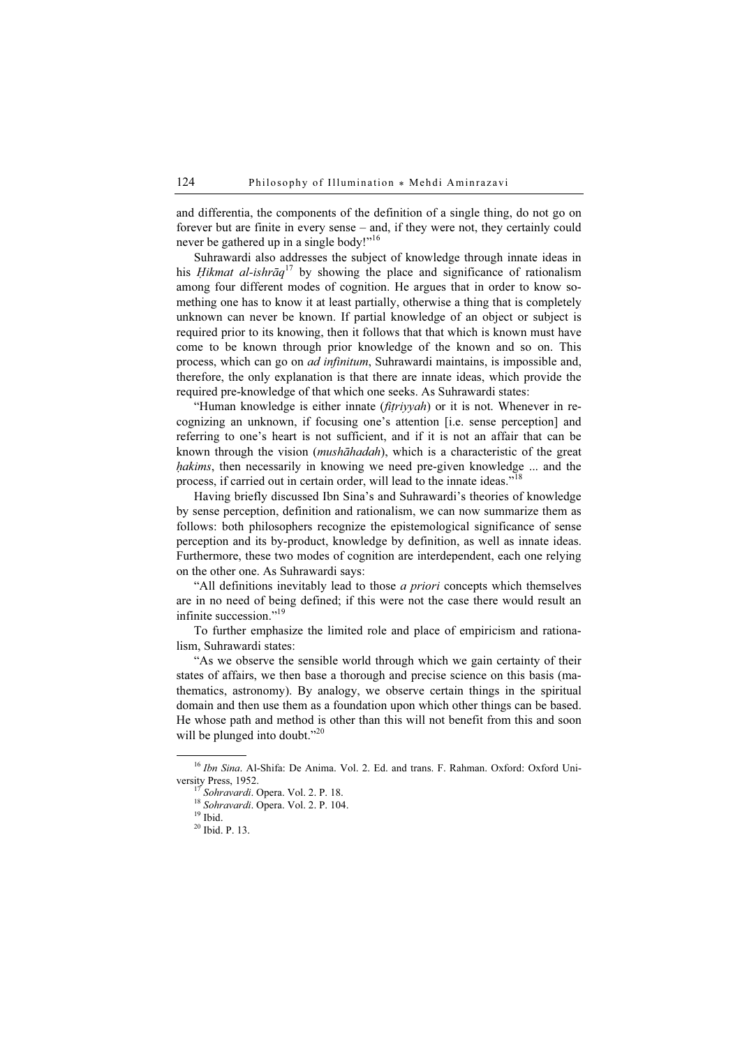and differentia, the components of the definition of a single thing, do not go on forever but are finite in every sense – and, if they were not, they certainly could never be gathered up in a single body!"[16]

Suhrawardi also addresses the subject of knowledge through innate ideas in his *Ḥikmat al-ishrāq*[17] by showing the place and significance of rationalism among four different modes of cognition. He argues that in order to know something one has to know it at least partially, otherwise a thing that is completely unknown can never be known. If partial knowledge of an object or subject is required prior to its knowing, then it follows that that which is known must have come to be known through prior knowledge of the known and so on. This process, which can go on *ad infinitum*, Suhrawardi maintains, is impossible and, therefore, the only explanation is that there are innate ideas, which provide the required pre-knowledge of that which one seeks. As Suhrawardi states:

"Human knowledge is either innate (*fiṭriyyah*) or it is not. Whenever in recognizing an unknown, if focusing one's attention [i.e. sense perception] and referring to one's heart is not sufficient, and if it is not an affair that can be known through the vision (*mushāhadah*), which is a characteristic of the great *ḥakims*, then necessarily in knowing we need pre-given knowledge ... and the process, if carried out in certain order, will lead to the innate ideas."[18]

Having briefly discussed Ibn Sina's and Suhrawardi's theories of knowledge by sense perception, definition and rationalism, we can now summarize them as follows: both philosophers recognize the epistemological significance of sense perception and its by-product, knowledge by definition, as well as innate ideas. Furthermore, these two modes of cognition are interdependent, each one relying on the other one. As Suhrawardi says:

"All definitions inevitably lead to those *a priori* concepts which themselves are in no need of being defined; if this were not the case there would result an infinite succession."[19]

To further emphasize the limited role and place of empiricism and rationalism, Suhrawardi states:

"As we observe the sensible world through which we gain certainty of their states of affairs, we then base a thorough and precise science on this basis (mathematics, astronomy). By analogy, we observe certain things in the spiritual domain and then use them as a foundation upon which other things can be based. He whose path and method is other than this will not benefit from this and soon will be plunged into doubt."[20]

---

[16] *Ibn Sina*. Al-Shifa: De Anima. Vol. 2. Ed. and trans. F. Rahman. Oxford: Oxford University Press, 1952.

[17] *Sohravardi*. Opera. Vol. 2. P. 18.

[18] *Sohravardi*. Opera. Vol. 2. P. 104.

[19] Ibid.

[20] Ibid. P. 13.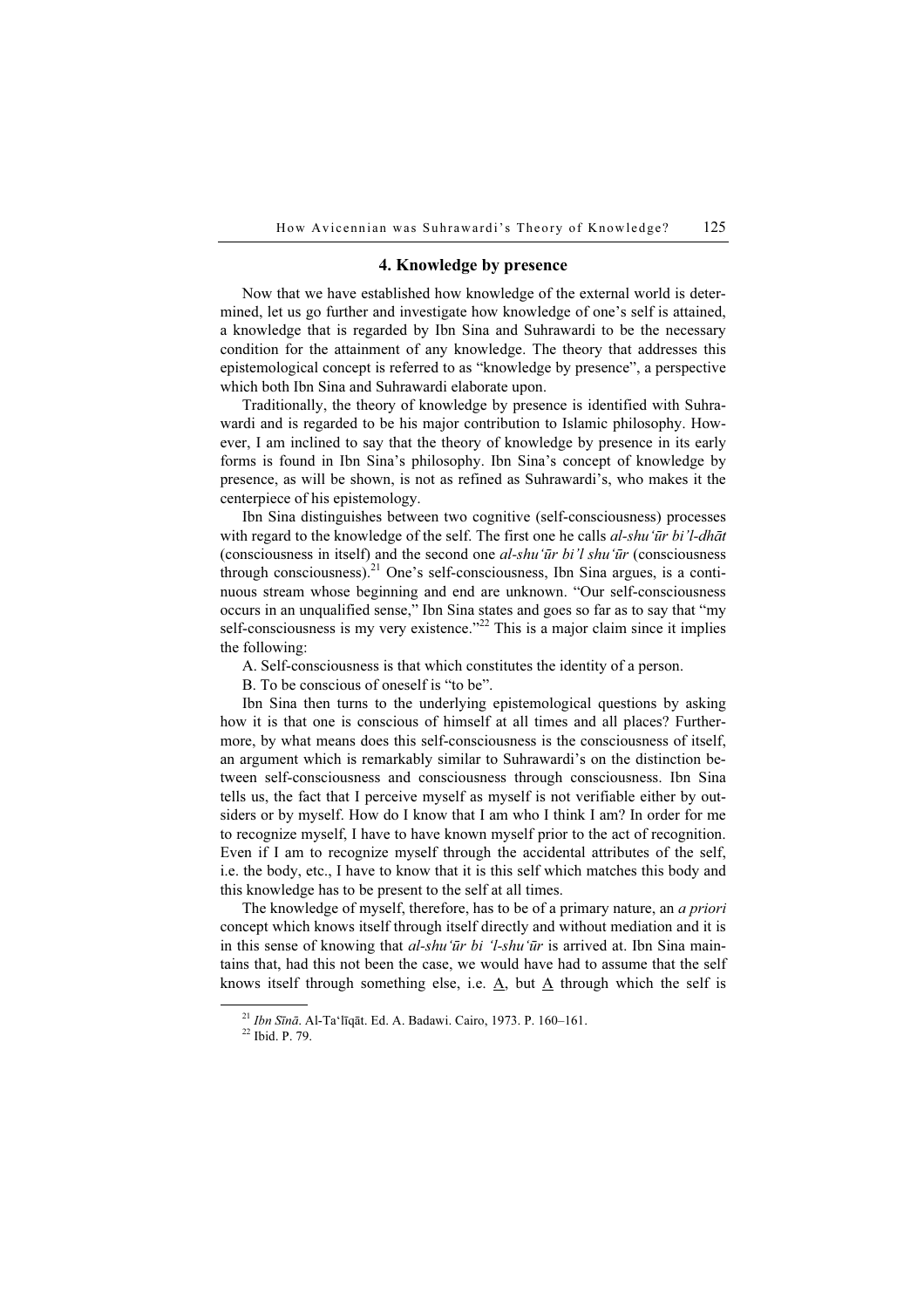## 4. Knowledge by presence

Now that we have established how knowledge of the external world is determined, let us go further and investigate how knowledge of one's self is attained, a knowledge that is regarded by Ibn Sina and Suhrawardi to be the necessary condition for the attainment of any knowledge. The theory that addresses this epistemological concept is referred to as "knowledge by presence", a perspective which both Ibn Sina and Suhrawardi elaborate upon.

Traditionally, the theory of knowledge by presence is identified with Suhrawardi and is regarded to be his major contribution to Islamic philosophy. However, I am inclined to say that the theory of knowledge by presence in its early forms is found in Ibn Sina's philosophy. Ibn Sina's concept of knowledge by presence, as will be shown, is not as refined as Suhrawardi's, who makes it the centerpiece of his epistemology.

Ibn Sina distinguishes between two cognitive (self-consciousness) processes with regard to the knowledge of the self. The first one he calls *al-shu'ūr bi'l-dhāt* (consciousness in itself) and the second one *al-shu'ūr bi'l shu'ūr* (consciousness through consciousness).[21] One's self-consciousness, Ibn Sina argues, is a continuous stream whose beginning and end are unknown. "Our self-consciousness occurs in an unqualified sense," Ibn Sina states and goes so far as to say that "my self-consciousness is my very existence."[22] This is a major claim since it implies the following:

A. Self-consciousness is that which constitutes the identity of a person.

B. To be conscious of oneself is "to be".

Ibn Sina then turns to the underlying epistemological questions by asking how it is that one is conscious of himself at all times and all places? Furthermore, by what means does this self-consciousness is the consciousness of itself, an argument which is remarkably similar to Suhrawardi's on the distinction between self-consciousness and consciousness through consciousness. Ibn Sina tells us, the fact that I perceive myself as myself is not verifiable either by outsiders or by myself. How do I know that I am who I think I am? In order for me to recognize myself, I have to have known myself prior to the act of recognition. Even if I am to recognize myself through the accidental attributes of the self, i.e. the body, etc., I have to know that it is this self which matches this body and this knowledge has to be present to the self at all times.

The knowledge of myself, therefore, has to be of a primary nature, an *a priori* concept which knows itself through itself directly and without mediation and it is in this sense of knowing that *al-shu'ūr bi 'l-shu'ūr* is arrived at. Ibn Sina maintains that, had this not been the case, we would have had to assume that the self knows itself through something else, i.e. <u>A</u>, but <u>A</u> through which the self is

---

[21] *Ibn Sīnā*. Al-Ta'līqāt. Ed. A. Badawi. Cairo, 1973. P. 160–161.

[22] Ibid. P. 79.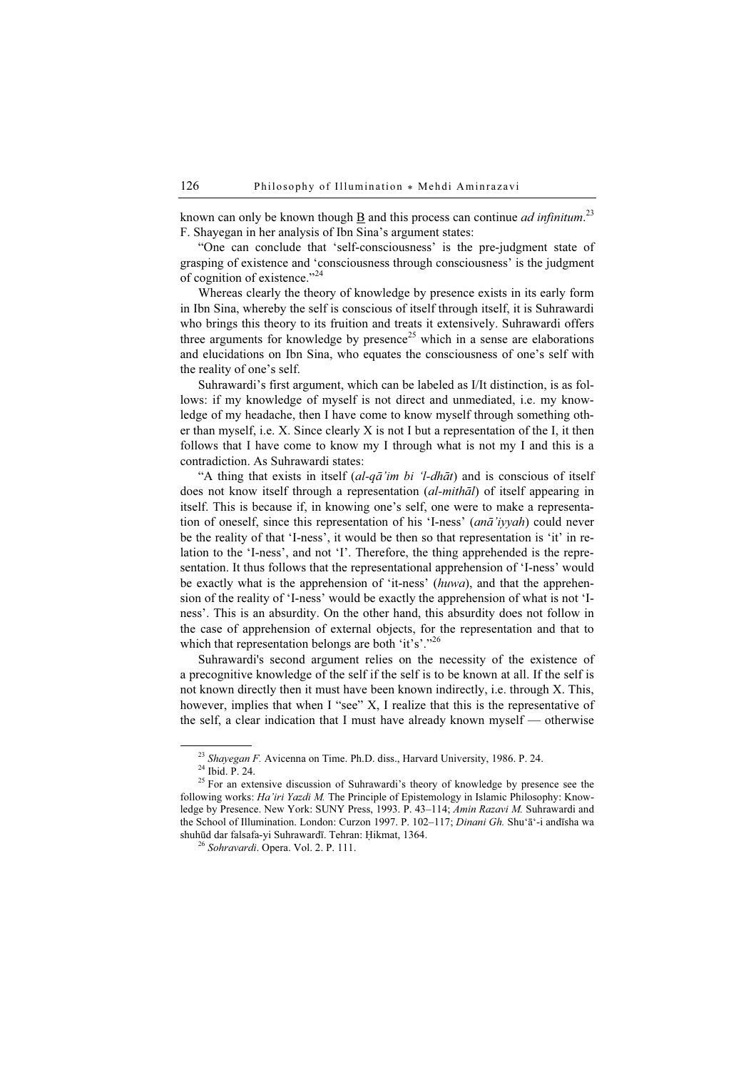known can only be known though B and this process can continue *ad infinitum*.[23] F. Shayegan in her analysis of Ibn Sina's argument states:

"One can conclude that 'self-consciousness' is the pre-judgment state of grasping of existence and 'consciousness through consciousness' is the judgment of cognition of existence."[24]

Whereas clearly the theory of knowledge by presence exists in its early form in Ibn Sina, whereby the self is conscious of itself through itself, it is Suhrawardi who brings this theory to its fruition and treats it extensively. Suhrawardi offers three arguments for knowledge by presence[25] which in a sense are elaborations and elucidations on Ibn Sina, who equates the consciousness of one's self with the reality of one's self.

Suhrawardi's first argument, which can be labeled as I/It distinction, is as follows: if my knowledge of myself is not direct and unmediated, i.e. my knowledge of my headache, then I have come to know myself through something other than myself, i.e. X. Since clearly X is not I but a representation of the I, it then follows that I have come to know my I through what is not my I and this is a contradiction. As Suhrawardi states:

"A thing that exists in itself (*al-qā'im bi 'l-dhāt*) and is conscious of itself does not know itself through a representation (*al-mithāl*) of itself appearing in itself. This is because if, in knowing one's self, one were to make a representation of oneself, since this representation of his 'I-ness' (*anā'iyyah*) could never be the reality of that 'I-ness', it would be then so that representation is 'it' in relation to the 'I-ness', and not 'I'. Therefore, the thing apprehended is the representation. It thus follows that the representational apprehension of 'I-ness' would be exactly what is the apprehension of 'it-ness' (*huwa*), and that the apprehension of the reality of 'I-ness' would be exactly the apprehension of what is not 'I-ness'. This is an absurdity. On the other hand, this absurdity does not follow in the case of apprehension of external objects, for the representation and that to which that representation belongs are both 'it's'."[26]

Suhrawardi's second argument relies on the necessity of the existence of a precognitive knowledge of the self if the self is to be known at all. If the self is not known directly then it must have been known indirectly, i.e. through X. This, however, implies that when I "see" X, I realize that this is the representative of the self, a clear indication that I must have already known myself — otherwise

---

[23] *Shayegan F.* Avicenna on Time. Ph.D. diss., Harvard University, 1986. P. 24.

[24] Ibid. P. 24.

[25] For an extensive discussion of Suhrawardi's theory of knowledge by presence see the following works: *Ha'iri Yazdi M.* The Principle of Epistemology in Islamic Philosophy: Knowledge by Presence. New York: SUNY Press, 1993. P. 43–114; *Amin Razavi M.* Suhrawardi and the School of Illumination. London: Curzon 1997. P. 102–117; *Dinani Gh.* Shu'ā'-i andīsha wa shuhūd dar falsafa-yi Suhrawardī. Tehran: Ḥikmat, 1364.

[26] *Sohravardi*. Opera. Vol. 2. P. 111.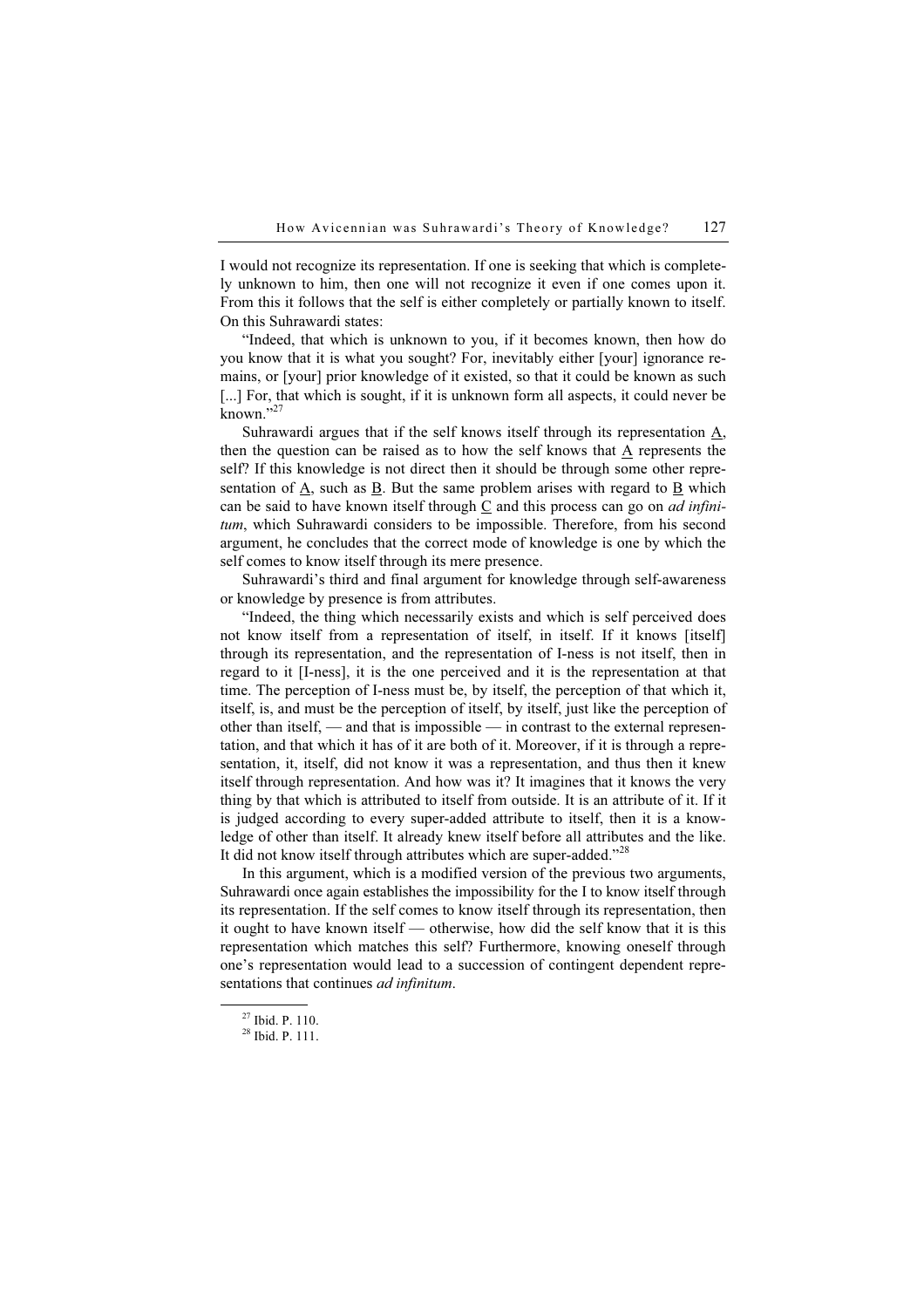I would not recognize its representation. If one is seeking that which is completely unknown to him, then one will not recognize it even if one comes upon it. From this it follows that the self is either completely or partially known to itself. On this Suhrawardi states:

"Indeed, that which is unknown to you, if it becomes known, then how do you know that it is what you sought? For, inevitably either [your] ignorance remains, or [your] prior knowledge of it existed, so that it could be known as such [...] For, that which is sought, if it is unknown form all aspects, it could never be known."[27]

Suhrawardi argues that if the self knows itself through its representation A, then the question can be raised as to how the self knows that A represents the self? If this knowledge is not direct then it should be through some other representation of A, such as B. But the same problem arises with regard to B which can be said to have known itself through C and this process can go on *ad infinitum*, which Suhrawardi considers to be impossible. Therefore, from his second argument, he concludes that the correct mode of knowledge is one by which the self comes to know itself through its mere presence.

Suhrawardi's third and final argument for knowledge through self-awareness or knowledge by presence is from attributes.

"Indeed, the thing which necessarily exists and which is self perceived does not know itself from a representation of itself, in itself. If it knows [itself] through its representation, and the representation of I-ness is not itself, then in regard to it [I-ness], it is the one perceived and it is the representation at that time. The perception of I-ness must be, by itself, the perception of that which it, itself, is, and must be the perception of itself, by itself, just like the perception of other than itself, — and that is impossible — in contrast to the external representation, and that which it has of it are both of it. Moreover, if it is through a representation, it, itself, did not know it was a representation, and thus then it knew itself through representation. And how was it? It imagines that it knows the very thing by that which is attributed to itself from outside. It is an attribute of it. If it is judged according to every super-added attribute to itself, then it is a knowledge of other than itself. It already knew itself before all attributes and the like. It did not know itself through attributes which are super-added."[28]

In this argument, which is a modified version of the previous two arguments, Suhrawardi once again establishes the impossibility for the I to know itself through its representation. If the self comes to know itself through its representation, then it ought to have known itself — otherwise, how did the self know that it is this representation which matches this self? Furthermore, knowing oneself through one's representation would lead to a succession of contingent dependent representations that continues *ad infinitum*.

---

[27] Ibid. P. 110.

[28] Ibid. P. 111.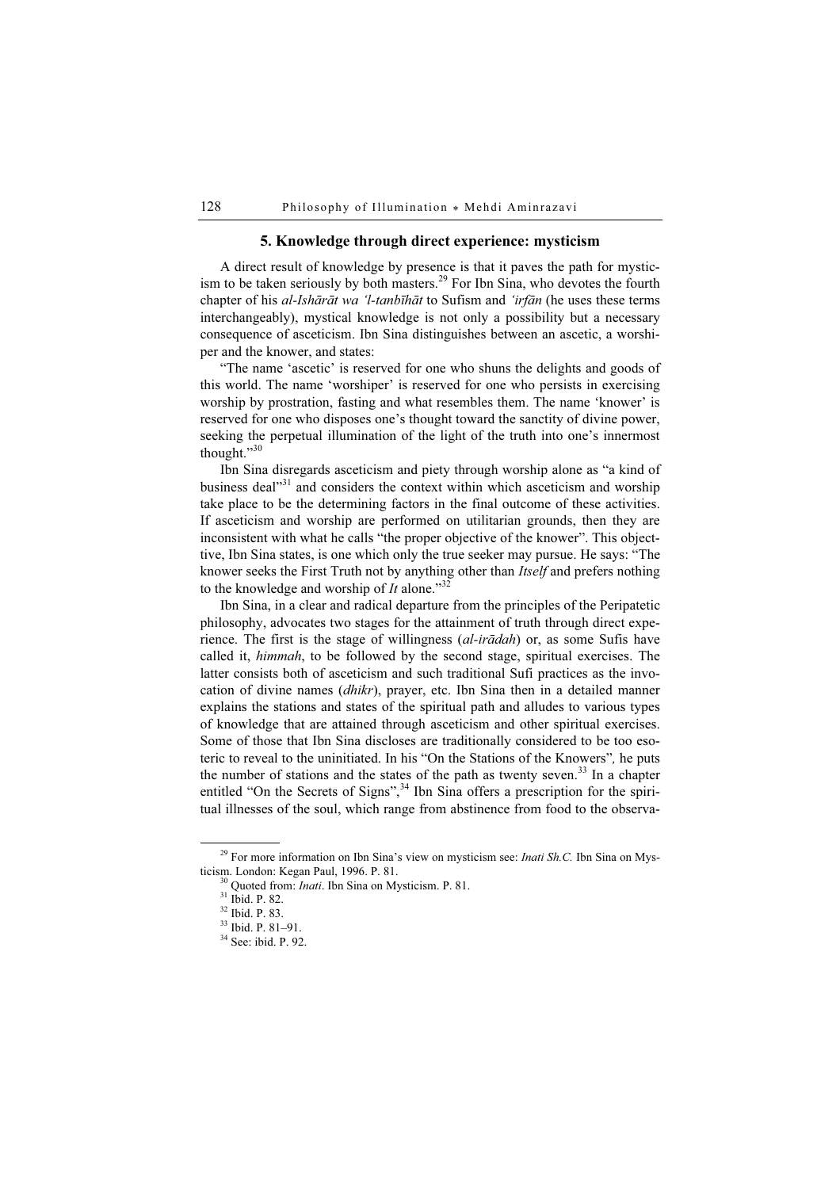### 5. Knowledge through direct experience: mysticism

A direct result of knowledge by presence is that it paves the path for mysticism to be taken seriously by both masters.[29] For Ibn Sina, who devotes the fourth chapter of his *al-Ishārāt wa 'l-tanbīhāt* to Sufism and *'irfān* (he uses these terms interchangeably), mystical knowledge is not only a possibility but a necessary consequence of asceticism. Ibn Sina distinguishes between an ascetic, a worshiper and the knower, and states:

"The name 'ascetic' is reserved for one who shuns the delights and goods of this world. The name 'worshiper' is reserved for one who persists in exercising worship by prostration, fasting and what resembles them. The name 'knower' is reserved for one who disposes one's thought toward the sanctity of divine power, seeking the perpetual illumination of the light of the truth into one's innermost thought."[30]

Ibn Sina disregards asceticism and piety through worship alone as "a kind of business deal"[31] and considers the context within which asceticism and worship take place to be the determining factors in the final outcome of these activities. If asceticism and worship are performed on utilitarian grounds, then they are inconsistent with what he calls "the proper objective of the knower". This objective, Ibn Sina states, is one which only the true seeker may pursue. He says: "The knower seeks the First Truth not by anything other than *Itself* and prefers nothing to the knowledge and worship of *It* alone."[32]

Ibn Sina, in a clear and radical departure from the principles of the Peripatetic philosophy, advocates two stages for the attainment of truth through direct experience. The first is the stage of willingness (*al-irādah*) or, as some Sufis have called it, *himmah*, to be followed by the second stage, spiritual exercises. The latter consists both of asceticism and such traditional Sufi practices as the invocation of divine names (*dhikr*), prayer, etc. Ibn Sina then in a detailed manner explains the stations and states of the spiritual path and alludes to various types of knowledge that are attained through asceticism and other spiritual exercises. Some of those that Ibn Sina discloses are traditionally considered to be too esoteric to reveal to the uninitiated. In his "On the Stations of the Knowers", he puts the number of stations and the states of the path as twenty seven.[33] In a chapter entitled "On the Secrets of Signs",[34] Ibn Sina offers a prescription for the spiritual illnesses of the soul, which range from abstinence from food to the observa-

---

[29] For more information on Ibn Sina's view on mysticism see: *Inati Sh.C.* Ibn Sina on Mysticism. London: Kegan Paul, 1996. P. 81.

[30] Quoted from: *Inati*. Ibn Sina on Mysticism. P. 81.

[31] Ibid. P. 82.

[32] Ibid. P. 83.

[33] Ibid. P. 81–91.

[34] See: ibid. P. 92.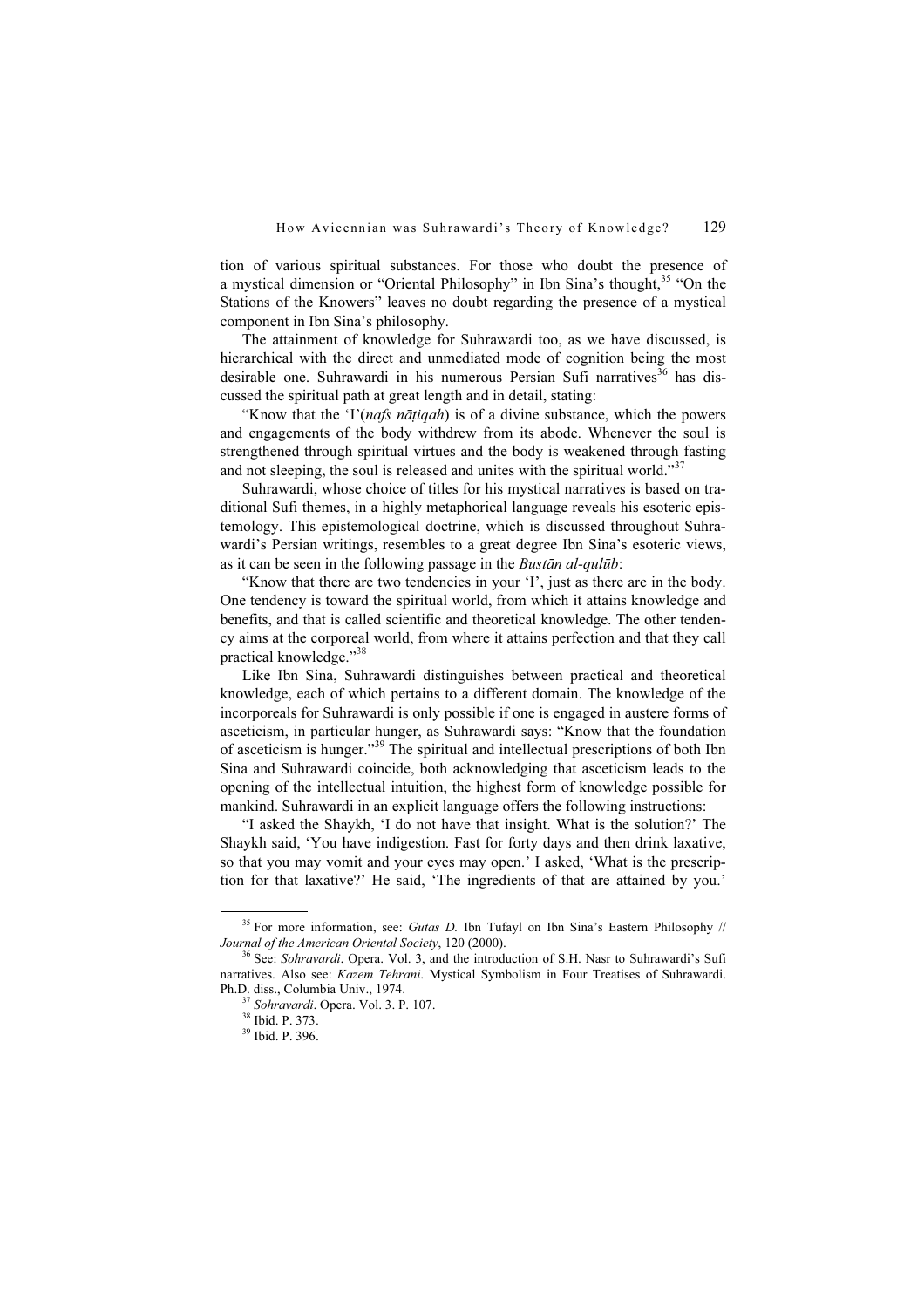tion of various spiritual substances. For those who doubt the presence of a mystical dimension or "Oriental Philosophy" in Ibn Sina's thought,[35] "On the Stations of the Knowers" leaves no doubt regarding the presence of a mystical component in Ibn Sina's philosophy.

The attainment of knowledge for Suhrawardi too, as we have discussed, is hierarchical with the direct and unmediated mode of cognition being the most desirable one. Suhrawardi in his numerous Persian Sufi narratives[36] has discussed the spiritual path at great length and in detail, stating:

"Know that the 'I'(*nafs nāṭiqah*) is of a divine substance, which the powers and engagements of the body withdrew from its abode. Whenever the soul is strengthened through spiritual virtues and the body is weakened through fasting and not sleeping, the soul is released and unites with the spiritual world."[37]

Suhrawardi, whose choice of titles for his mystical narratives is based on traditional Sufi themes, in a highly metaphorical language reveals his esoteric epistemology. This epistemological doctrine, which is discussed throughout Suhrawardi's Persian writings, resembles to a great degree Ibn Sina's esoteric views, as it can be seen in the following passage in the *Bustān al-qulūb*:

"Know that there are two tendencies in your 'I', just as there are in the body. One tendency is toward the spiritual world, from which it attains knowledge and benefits, and that is called scientific and theoretical knowledge. The other tendency aims at the corporeal world, from where it attains perfection and that they call practical knowledge."[38]

Like Ibn Sina, Suhrawardi distinguishes between practical and theoretical knowledge, each of which pertains to a different domain. The knowledge of the incorporeals for Suhrawardi is only possible if one is engaged in austere forms of asceticism, in particular hunger, as Suhrawardi says: "Know that the foundation of asceticism is hunger."[39] The spiritual and intellectual prescriptions of both Ibn Sina and Suhrawardi coincide, both acknowledging that asceticism leads to the opening of the intellectual intuition, the highest form of knowledge possible for mankind. Suhrawardi in an explicit language offers the following instructions:

"I asked the Shaykh, 'I do not have that insight. What is the solution?' The Shaykh said, 'You have indigestion. Fast for forty days and then drink laxative, so that you may vomit and your eyes may open.' I asked, 'What is the prescription for that laxative?' He said, 'The ingredients of that are attained by you.'

---

[35] For more information, see: *Gutas D.* Ibn Tufayl on Ibn Sina's Eastern Philosophy // *Journal of the American Oriental Society*, 120 (2000).

[36] See: *Sohravardi*. Opera. Vol. 3, and the introduction of S.H. Nasr to Suhrawardi's Sufi narratives. Also see: *Kazem Tehrani*. Mystical Symbolism in Four Treatises of Suhrawardi. Ph.D. diss., Columbia Univ., 1974.

[37] *Sohravardi*. Opera. Vol. 3. P. 107.

[38] Ibid. P. 373.

[39] Ibid. P. 396.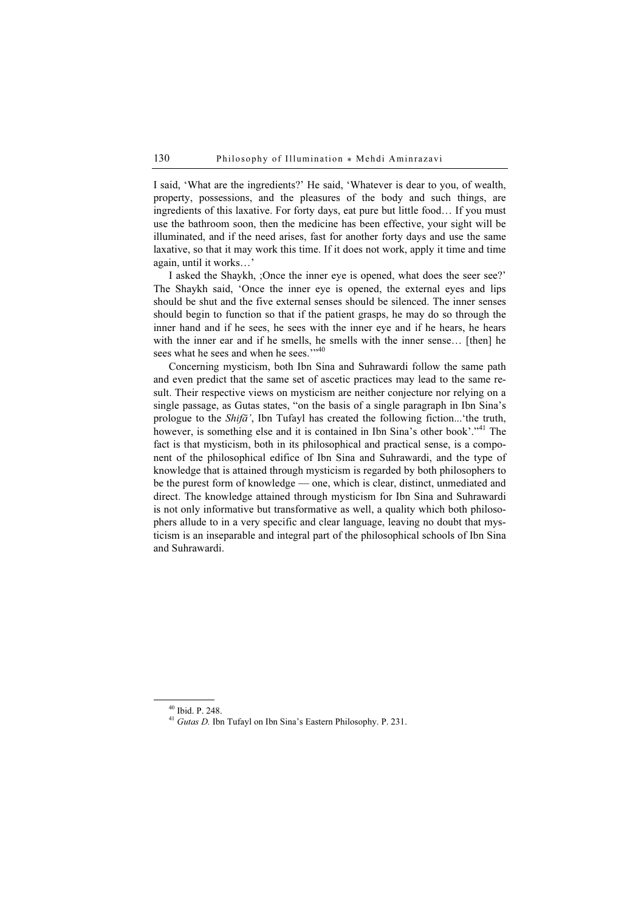I said, 'What are the ingredients?' He said, 'Whatever is dear to you, of wealth, property, possessions, and the pleasures of the body and such things, are ingredients of this laxative. For forty days, eat pure but little food… If you must use the bathroom soon, then the medicine has been effective, your sight will be illuminated, and if the need arises, fast for another forty days and use the same laxative, so that it may work this time. If it does not work, apply it time and time again, until it works…'

I asked the Shaykh, ;Once the inner eye is opened, what does the seer see?' The Shaykh said, 'Once the inner eye is opened, the external eyes and lips should be shut and the five external senses should be silenced. The inner senses should begin to function so that if the patient grasps, he may do so through the inner hand and if he sees, he sees with the inner eye and if he hears, he hears with the inner ear and if he smells, he smells with the inner sense… [then] he sees what he sees and when he sees.'"[40]

Concerning mysticism, both Ibn Sina and Suhrawardi follow the same path and even predict that the same set of ascetic practices may lead to the same result. Their respective views on mysticism are neither conjecture nor relying on a single passage, as Gutas states, "on the basis of a single paragraph in Ibn Sina's prologue to the *Shifā'*, Ibn Tufayl has created the following fiction...'the truth, however, is something else and it is contained in Ibn Sina's other book'."[41] The fact is that mysticism, both in its philosophical and practical sense, is a component of the philosophical edifice of Ibn Sina and Suhrawardi, and the type of knowledge that is attained through mysticism is regarded by both philosophers to be the purest form of knowledge — one, which is clear, distinct, unmediated and direct. The knowledge attained through mysticism for Ibn Sina and Suhrawardi is not only informative but transformative as well, a quality which both philosophers allude to in a very specific and clear language, leaving no doubt that mysticism is an inseparable and integral part of the philosophical schools of Ibn Sina and Suhrawardi.

---

[40] Ibid. P. 248.

[41] *Gutas D.* Ibn Tufayl on Ibn Sina's Eastern Philosophy. P. 231.